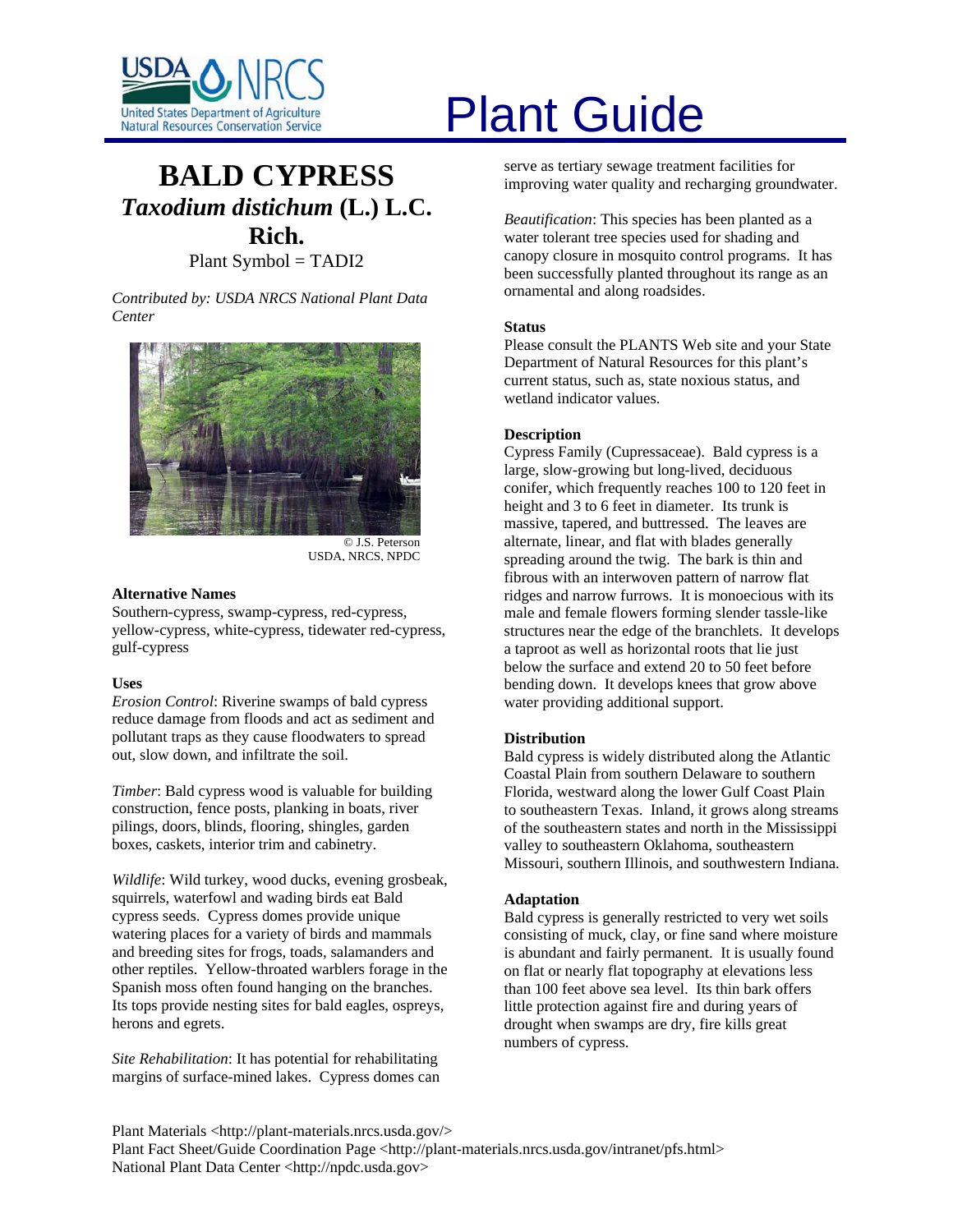# Plant Guide

# BALD CYPRESS

## *Taxodium distichum* (L.) L.C. Rich.

Plant Symbol = TADI2

*Contributed by: USDA NRCS National Plant Data Center*

© J.S. Peterson
USDA, NRCS, NPDC

### Alternative Names

Southern-cypress, swamp-cypress, red-cypress, yellow-cypress, white-cypress, tidewater red-cypress, gulf-cypress

### Uses

*Erosion Control*: Riverine swamps of bald cypress reduce damage from floods and act as sediment and pollutant traps as they cause floodwaters to spread out, slow down, and infiltrate the soil.

*Timber*: Bald cypress wood is valuable for building construction, fence posts, planking in boats, river pilings, doors, blinds, flooring, shingles, garden boxes, caskets, interior trim and cabinetry.

*Wildlife*: Wild turkey, wood ducks, evening grosbeak, squirrels, waterfowl and wading birds eat Bald cypress seeds. Cypress domes provide unique watering places for a variety of birds and mammals and breeding sites for frogs, toads, salamanders and other reptiles. Yellow-throated warblers forage in the Spanish moss often found hanging on the branches. Its tops provide nesting sites for bald eagles, ospreys, herons and egrets.

*Site Rehabilitation*: It has potential for rehabilitating margins of surface-mined lakes. Cypress domes can serve as tertiary sewage treatment facilities for improving water quality and recharging groundwater.

*Beautification*: This species has been planted as a water tolerant tree species used for shading and canopy closure in mosquito control programs. It has been successfully planted throughout its range as an ornamental and along roadsides.

### Status

Please consult the PLANTS Web site and your State Department of Natural Resources for this plant's current status, such as, state noxious status, and wetland indicator values.

### Description

Cypress Family (Cupressaceae). Bald cypress is a large, slow-growing but long-lived, deciduous conifer, which frequently reaches 100 to 120 feet in height and 3 to 6 feet in diameter. Its trunk is massive, tapered, and buttressed. The leaves are alternate, linear, and flat with blades generally spreading around the twig. The bark is thin and fibrous with an interwoven pattern of narrow flat ridges and narrow furrows. It is monoecious with its male and female flowers forming slender tassle-like structures near the edge of the branchlets. It develops a taproot as well as horizontal roots that lie just below the surface and extend 20 to 50 feet before bending down. It develops knees that grow above water providing additional support.

### Distribution

Bald cypress is widely distributed along the Atlantic Coastal Plain from southern Delaware to southern Florida, westward along the lower Gulf Coast Plain to southeastern Texas. Inland, it grows along streams of the southeastern states and north in the Mississippi valley to southeastern Oklahoma, southeastern Missouri, southern Illinois, and southwestern Indiana.

### Adaptation

Bald cypress is generally restricted to very wet soils consisting of muck, clay, or fine sand where moisture is abundant and fairly permanent. It is usually found on flat or nearly flat topography at elevations less than 100 feet above sea level. Its thin bark offers little protection against fire and during years of drought when swamps are dry, fire kills great numbers of cypress.

Plant Materials <http://plant-materials.nrcs.usda.gov/>
Plant Fact Sheet/Guide Coordination Page <http://plant-materials.nrcs.usda.gov/intranet/pfs.html>
National Plant Data Center <http://npdc.usda.gov>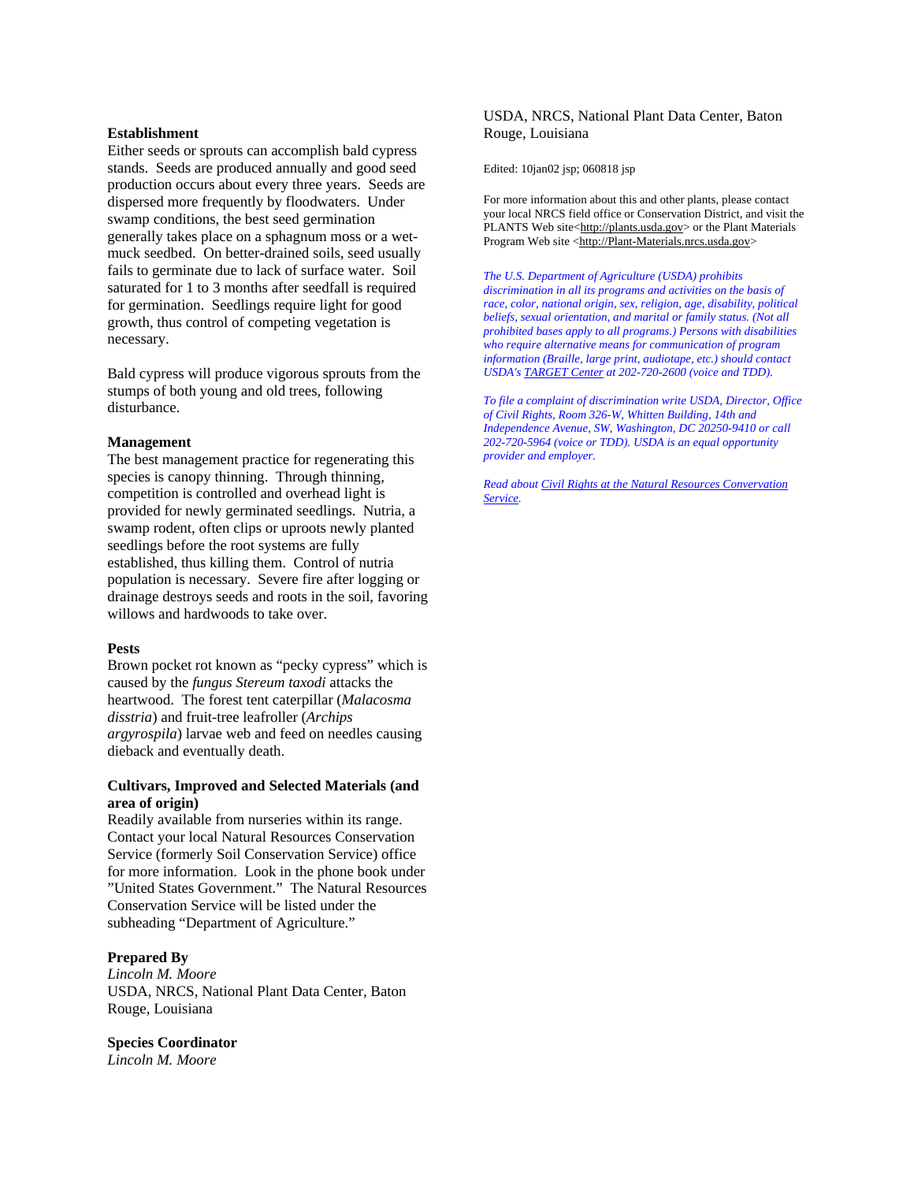## Establishment

Either seeds or sprouts can accomplish bald cypress stands. Seeds are produced annually and good seed production occurs about every three years. Seeds are dispersed more frequently by floodwaters. Under swamp conditions, the best seed germination generally takes place on a sphagnum moss or a wet-muck seedbed. On better-drained soils, seed usually fails to germinate due to lack of surface water. Soil saturated for 1 to 3 months after seedfall is required for germination. Seedlings require light for good growth, thus control of competing vegetation is necessary.

Bald cypress will produce vigorous sprouts from the stumps of both young and old trees, following disturbance.

## Management

The best management practice for regenerating this species is canopy thinning. Through thinning, competition is controlled and overhead light is provided for newly germinated seedlings. Nutria, a swamp rodent, often clips or uproots newly planted seedlings before the root systems are fully established, thus killing them. Control of nutria population is necessary. Severe fire after logging or drainage destroys seeds and roots in the soil, favoring willows and hardwoods to take over.

## Pests

Brown pocket rot known as "pecky cypress" which is caused by the *fungus Stereum taxodi* attacks the heartwood. The forest tent caterpillar (*Malacosma disstria*) and fruit-tree leafroller (*Archips argyrospila*) larvae web and feed on needles causing dieback and eventually death.

## Cultivars, Improved and Selected Materials (and area of origin)

Readily available from nurseries within its range. Contact your local Natural Resources Conservation Service (formerly Soil Conservation Service) office for more information. Look in the phone book under "United States Government." The Natural Resources Conservation Service will be listed under the subheading "Department of Agriculture."

## Prepared By

*Lincoln M. Moore*
USDA, NRCS, National Plant Data Center, Baton Rouge, Louisiana

## Species Coordinator

*Lincoln M. Moore*
USDA, NRCS, National Plant Data Center, Baton Rouge, Louisiana

Edited: 10jan02 jsp; 060818 jsp

For more information about this and other plants, please contact your local NRCS field office or Conservation District, and visit the PLANTS Web site<http://plants.usda.gov> or the Plant Materials Program Web site <http://Plant-Materials.nrcs.usda.gov>

*The U.S. Department of Agriculture (USDA) prohibits discrimination in all its programs and activities on the basis of race, color, national origin, sex, religion, age, disability, political beliefs, sexual orientation, and marital or family status. (Not all prohibited bases apply to all programs.) Persons with disabilities who require alternative means for communication of program information (Braille, large print, audiotape, etc.) should contact USDA's TARGET Center at 202-720-2600 (voice and TDD).*

*To file a complaint of discrimination write USDA, Director, Office of Civil Rights, Room 326-W, Whitten Building, 14th and Independence Avenue, SW, Washington, DC 20250-9410 or call 202-720-5964 (voice or TDD). USDA is an equal opportunity provider and employer.*

*Read about Civil Rights at the Natural Resources Convervation Service.*